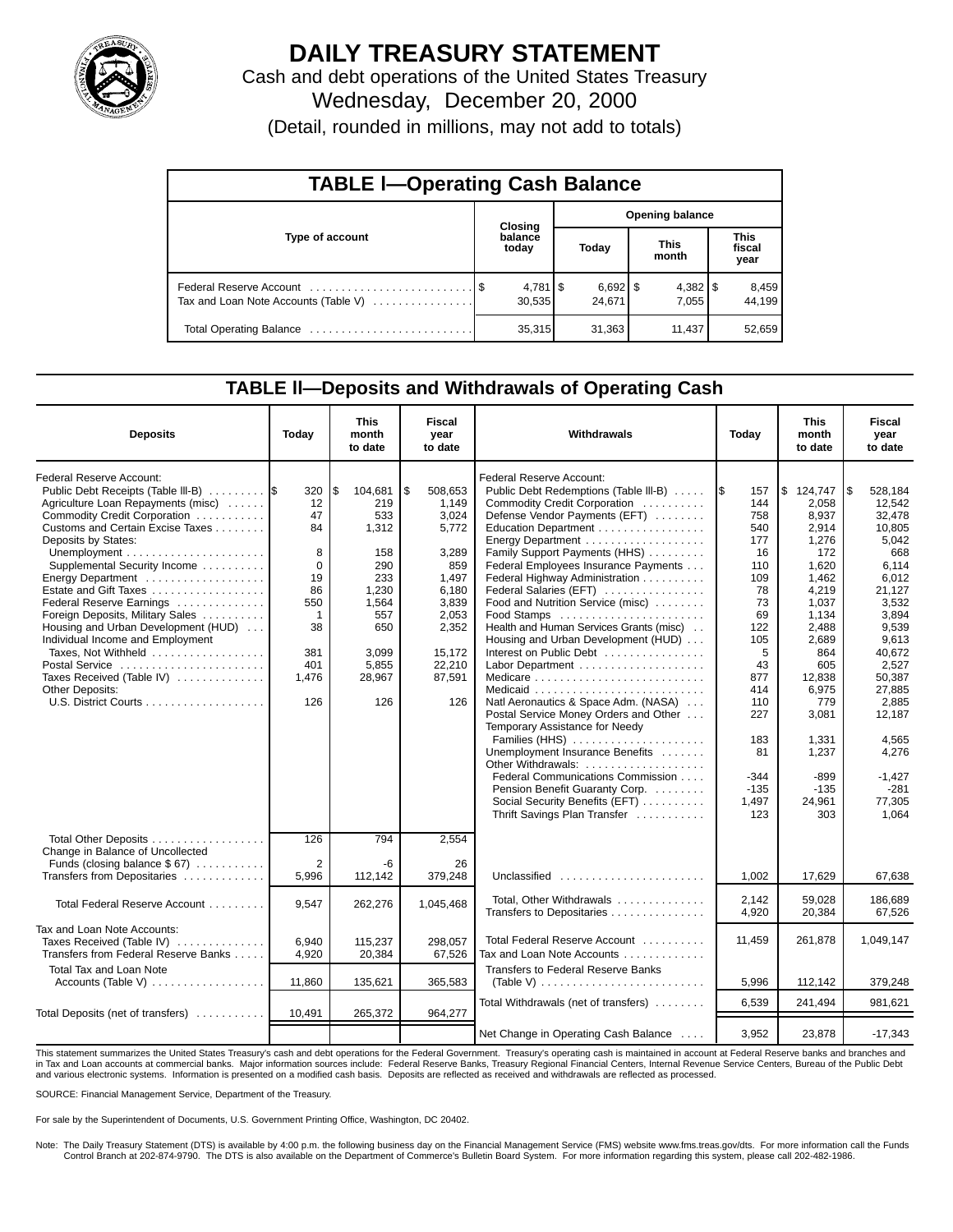# DAILY TREASURY STATEMENT

Cash and debt operations of the United States Treasury

Wednesday, December 20, 2000

(Detail, rounded in millions, may not add to totals)

## TABLE I—Operating Cash Balance

| Type of account | Closing balance today | Opening balance Today | Opening balance This month | Opening balance This fiscal year |
|---|---|---|---|---|
| Federal Reserve Account | $ 4,781 | $ 6,692 | $ 4,382 | $ 8,459 |
| Tax and Loan Note Accounts (Table V) | 30,535 | 24,671 | 7,055 | 44,199 |
| Total Operating Balance | 35,315 | 31,363 | 11,437 | 52,659 |

## TABLE II—Deposits and Withdrawals of Operating Cash

| Deposits | Today | This month to date | Fiscal year to date |
|---|---|---|---|
| Federal Reserve Account: | | | |
| Public Debt Receipts (Table III-B) | $ 320 | $ 104,681 | $ 508,653 |
| Agriculture Loan Repayments (misc) | 12 | 219 | 1,149 |
| Commodity Credit Corporation | 47 | 533 | 3,024 |
| Customs and Certain Excise Taxes | 84 | 1,312 | 5,772 |
| Deposits by States: | | | |
| Unemployment | 8 | 158 | 3,289 |
| Supplemental Security Income | 0 | 290 | 859 |
| Energy Department | 19 | 233 | 1,497 |
| Estate and Gift Taxes | 86 | 1,230 | 6,180 |
| Federal Reserve Earnings | 550 | 1,564 | 3,839 |
| Foreign Deposits, Military Sales | 1 | 557 | 2,053 |
| Housing and Urban Development (HUD) | 38 | 650 | 2,352 |
| Individual Income and Employment Taxes, Not Withheld | 381 | 3,099 | 15,172 |
| Postal Service | 401 | 5,855 | 22,210 |
| Taxes Received (Table IV) | 1,476 | 28,967 | 87,591 |
| Other Deposits: | | | |
| U.S. District Courts | 126 | 126 | 126 |
| Total Other Deposits | 126 | 794 | 2,554 |
| Change in Balance of Uncollected Funds (closing balance $ 67) | 2 | -6 | 26 |
| Transfers from Depositaries | 5,996 | 112,142 | 379,248 |
| Total Federal Reserve Account | 9,547 | 262,276 | 1,045,468 |
| Tax and Loan Note Accounts: | | | |
| Taxes Received (Table IV) | 6,940 | 115,237 | 298,057 |
| Transfers from Federal Reserve Banks | 4,920 | 20,384 | 67,526 |
| Total Tax and Loan Note Accounts (Table V) | 11,860 | 135,621 | 365,583 |
| Total Deposits (net of transfers) | 10,491 | 265,372 | 964,277 |

| Withdrawals | Today | This month to date | Fiscal year to date |
|---|---|---|---|
| Federal Reserve Account: | | | |
| Public Debt Redemptions (Table III-B) | $ 157 | $ 124,747 | $ 528,184 |
| Commodity Credit Corporation | 144 | 2,058 | 12,542 |
| Defense Vendor Payments (EFT) | 758 | 8,937 | 32,478 |
| Education Department | 540 | 2,914 | 10,805 |
| Energy Department | 177 | 1,276 | 5,042 |
| Family Support Payments (HHS) | 16 | 172 | 668 |
| Federal Employees Insurance Payments | 110 | 1,620 | 6,114 |
| Federal Highway Administration | 109 | 1,462 | 6,012 |
| Federal Salaries (EFT) | 78 | 4,219 | 21,127 |
| Food and Nutrition Service (misc) | 73 | 1,037 | 3,532 |
| Food Stamps | 69 | 1,134 | 3,894 |
| Health and Human Services Grants (misc) | 122 | 2,488 | 9,539 |
| Housing and Urban Development (HUD) | 105 | 2,689 | 9,613 |
| Interest on Public Debt | 5 | 864 | 40,672 |
| Labor Department | 43 | 605 | 2,527 |
| Medicare | 877 | 12,838 | 50,387 |
| Medicaid | 414 | 6,975 | 27,885 |
| Natl Aeronautics & Space Adm. (NASA) | 110 | 779 | 2,885 |
| Postal Service Money Orders and Other | 227 | 3,081 | 12,187 |
| Temporary Assistance for Needy Families (HHS) | 183 | 1,331 | 4,565 |
| Unemployment Insurance Benefits | 81 | 1,237 | 4,276 |
| Other Withdrawals: | | | |
| Federal Communications Commission | -344 | -899 | -1,427 |
| Pension Benefit Guaranty Corp. | -135 | -135 | -281 |
| Social Security Benefits (EFT) | 1,497 | 24,961 | 77,305 |
| Thrift Savings Plan Transfer | 123 | 303 | 1,064 |
| Unclassified | 1,002 | 17,629 | 67,638 |
| Total, Other Withdrawals | 2,142 | 59,028 | 186,689 |
| Transfers to Depositaries | 4,920 | 20,384 | 67,526 |
| Total Federal Reserve Account | 11,459 | 261,878 | 1,049,147 |
| Tax and Loan Note Accounts | | | |
| Transfers to Federal Reserve Banks (Table V) | 5,996 | 112,142 | 379,248 |
| Total Withdrawals (net of transfers) | 6,539 | 241,494 | 981,621 |
| Net Change in Operating Cash Balance | 3,952 | 23,878 | -17,343 |

This statement summarizes the United States Treasury's cash and debt operations for the Federal Government. Treasury's operating cash is maintained in account at Federal Reserve banks and branches and in Tax and Loan accounts at commercial banks. Major information sources include: Federal Reserve Banks, Treasury Regional Financial Centers, Internal Revenue Service Centers, Bureau of the Public Debt and various electronic systems. Information is presented on a modified cash basis. Deposits are reflected as received and withdrawals are reflected as processed.

SOURCE: Financial Management Service, Department of the Treasury.

For sale by the Superintendent of Documents, U.S. Government Printing Office, Washington, DC 20402.

Note: The Daily Treasury Statement (DTS) is available by 4:00 p.m. the following business day on the Financial Management Service (FMS) website www.fms.treas.gov/dts. For more information call the Funds Control Branch at 202-874-9790. The DTS is also available on the Department of Commerce's Bulletin Board System. For more information regarding this system, please call 202-482-1986.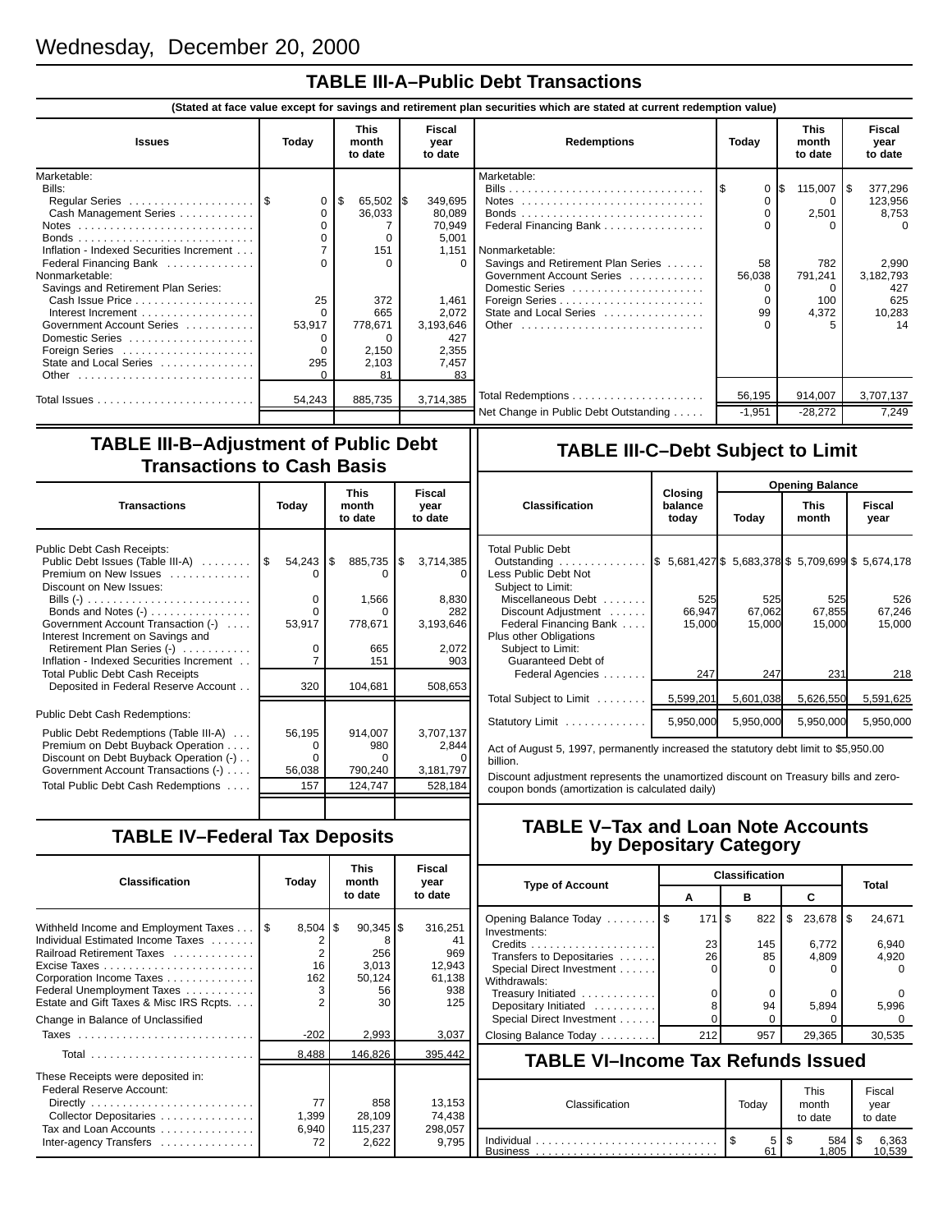Wednesday, December 20, 2000

## TABLE III-A–Public Debt Transactions

(Stated at face value except for savings and retirement plan securities which are stated at current redemption value)

| Issues | Today | This month to date | Fiscal year to date |
|---|---|---|---|
| Marketable: | | | |
| Bills: | | | |
| Regular Series | $ 0 | $ 65,502 | $ 349,695 |
| Cash Management Series | 0 | 36,033 | 80,089 |
| Notes | 0 | 7 | 70,949 |
| Bonds | 0 | 0 | 5,001 |
| Inflation - Indexed Securities Increment | 7 | 151 | 1,151 |
| Federal Financing Bank | 0 | 0 | 0 |
| Nonmarketable: | | | |
| Savings and Retirement Plan Series: | | | |
| Cash Issue Price | 25 | 372 | 1,461 |
| Interest Increment | 0 | 665 | 2,072 |
| Government Account Series | 53,917 | 778,671 | 3,193,646 |
| Domestic Series | 0 | 0 | 427 |
| Foreign Series | 0 | 2,150 | 2,355 |
| State and Local Series | 295 | 2,103 | 7,457 |
| Other | 0 | 81 | 83 |
| Total Issues | 54,243 | 885,735 | 3,714,385 |

| Redemptions | Today | This month to date | Fiscal year to date |
|---|---|---|---|
| Marketable: | | | |
| Bills | $ 0 | $ 115,007 | $ 377,296 |
| Notes | 0 | 0 | 123,956 |
| Bonds | 0 | 2,501 | 8,753 |
| Federal Financing Bank | 0 | 0 | 0 |
| Nonmarketable: | | | |
| Savings and Retirement Plan Series | 58 | 782 | 2,990 |
| Government Account Series | 56,038 | 791,241 | 3,182,793 |
| Domestic Series | 0 | 0 | 427 |
| Foreign Series | 0 | 100 | 625 |
| State and Local Series | 99 | 4,372 | 10,283 |
| Other | 0 | 5 | 14 |
| Total Redemptions | 56,195 | 914,007 | 3,707,137 |
| Net Change in Public Debt Outstanding | -1,951 | -28,272 | 7,249 |

## TABLE III-B–Adjustment of Public Debt Transactions to Cash Basis

| Transactions | Today | This month to date | Fiscal year to date |
|---|---|---|---|
| Public Debt Cash Receipts: | | | |
| Public Debt Issues (Table III-A) | $ 54,243 | $ 885,735 | $ 3,714,385 |
| Premium on New Issues | 0 | 0 | 0 |
| Discount on New Issues: | | | |
| Bills (-) | 0 | 1,566 | 8,830 |
| Bonds and Notes (-) | 0 | 0 | 282 |
| Government Account Transaction (-) | 53,917 | 778,671 | 3,193,646 |
| Interest Increment on Savings and Retirement Plan Series (-) | 0 | 665 | 2,072 |
| Inflation - Indexed Securities Increment | 7 | 151 | 903 |
| Total Public Debt Cash Receipts Deposited in Federal Reserve Account | 320 | 104,681 | 508,653 |
| Public Debt Cash Redemptions: | | | |
| Public Debt Redemptions (Table III-A) | 56,195 | 914,007 | 3,707,137 |
| Premium on Debt Buyback Operation | 0 | 980 | 2,844 |
| Discount on Debt Buyback Operation (-) | 0 | 0 | 0 |
| Government Account Transactions (-) | 56,038 | 790,240 | 3,181,797 |
| Total Public Debt Cash Redemptions | 157 | 124,747 | 528,184 |

## TABLE III-C–Debt Subject to Limit

| Classification | Closing balance today | Opening Balance | | |
|---|---|---|---|---|
| | | Today | This month | Fiscal year |
| Total Public Debt Outstanding | $ 5,681,427 | $ 5,683,378 | $ 5,709,699 | $ 5,674,178 |
| Less Public Debt Not Subject to Limit: | | | | |
| Miscellaneous Debt | 525 | 525 | 525 | 526 |
| Discount Adjustment | 66,947 | 67,062 | 67,855 | 67,246 |
| Federal Financing Bank | 15,000 | 15,000 | 15,000 | 15,000 |
| Plus other Obligations Subject to Limit: | | | | |
| Guaranteed Debt of Federal Agencies | 247 | 247 | 231 | 218 |
| Total Subject to Limit | 5,599,201 | 5,601,038 | 5,626,550 | 5,591,625 |
| Statutory Limit | 5,950,000 | 5,950,000 | 5,950,000 | 5,950,000 |

Act of August 5, 1997, permanently increased the statutory debt limit to $5,950.00 billion.

Discount adjustment represents the unamortized discount on Treasury bills and zero-coupon bonds (amortization is calculated daily)

## TABLE IV–Federal Tax Deposits

| Classification | Today | This month to date | Fiscal year to date |
|---|---|---|---|
| Withheld Income and Employment Taxes | $ 8,504 | $ 90,345 | $ 316,251 |
| Individual Estimated Income Taxes | 2 | 8 | 41 |
| Railroad Retirement Taxes | 2 | 256 | 969 |
| Excise Taxes | 16 | 3,013 | 12,943 |
| Corporation Income Taxes | 162 | 50,124 | 61,138 |
| Federal Unemployment Taxes | 3 | 56 | 938 |
| Estate and Gift Taxes & Misc IRS Rcpts. | 2 | 30 | 125 |
| Change in Balance of Unclassified Taxes | -202 | 2,993 | 3,037 |
| Total | 8,488 | 146,826 | 395,442 |
| These Receipts were deposited in: | | | |
| Federal Reserve Account: | | | |
| Directly | 77 | 858 | 13,153 |
| Collector Depositaries | 1,399 | 28,109 | 74,438 |
| Tax and Loan Accounts | 6,940 | 115,237 | 298,057 |
| Inter-agency Transfers | 72 | 2,622 | 9,795 |

## TABLE V–Tax and Loan Note Accounts by Depositary Category

| Type of Account | Classification | | | Total |
|---|---|---|---|---|
| | A | B | C | |
| Opening Balance Today | $ 171 | $ 822 | $ 23,678 | $ 24,671 |
| Investments: | | | | |
| Credits | 23 | 145 | 6,772 | 6,940 |
| Transfers to Depositaries | 26 | 85 | 4,809 | 4,920 |
| Special Direct Investment | 0 | 0 | 0 | 0 |
| Withdrawals: | | | | |
| Treasury Initiated | 0 | 0 | 0 | 0 |
| Depositary Initiated | 8 | 94 | 5,894 | 5,996 |
| Special Direct Investment | 0 | 0 | 0 | 0 |
| Closing Balance Today | 212 | 957 | 29,365 | 30,535 |

## TABLE VI–Income Tax Refunds Issued

| Classification | Today | This month to date | Fiscal year to date |
|---|---|---|---|
| Individual | $ 5 | $ 584 | $ 6,363 |
| Business | 61 | 1,805 | 10,539 |